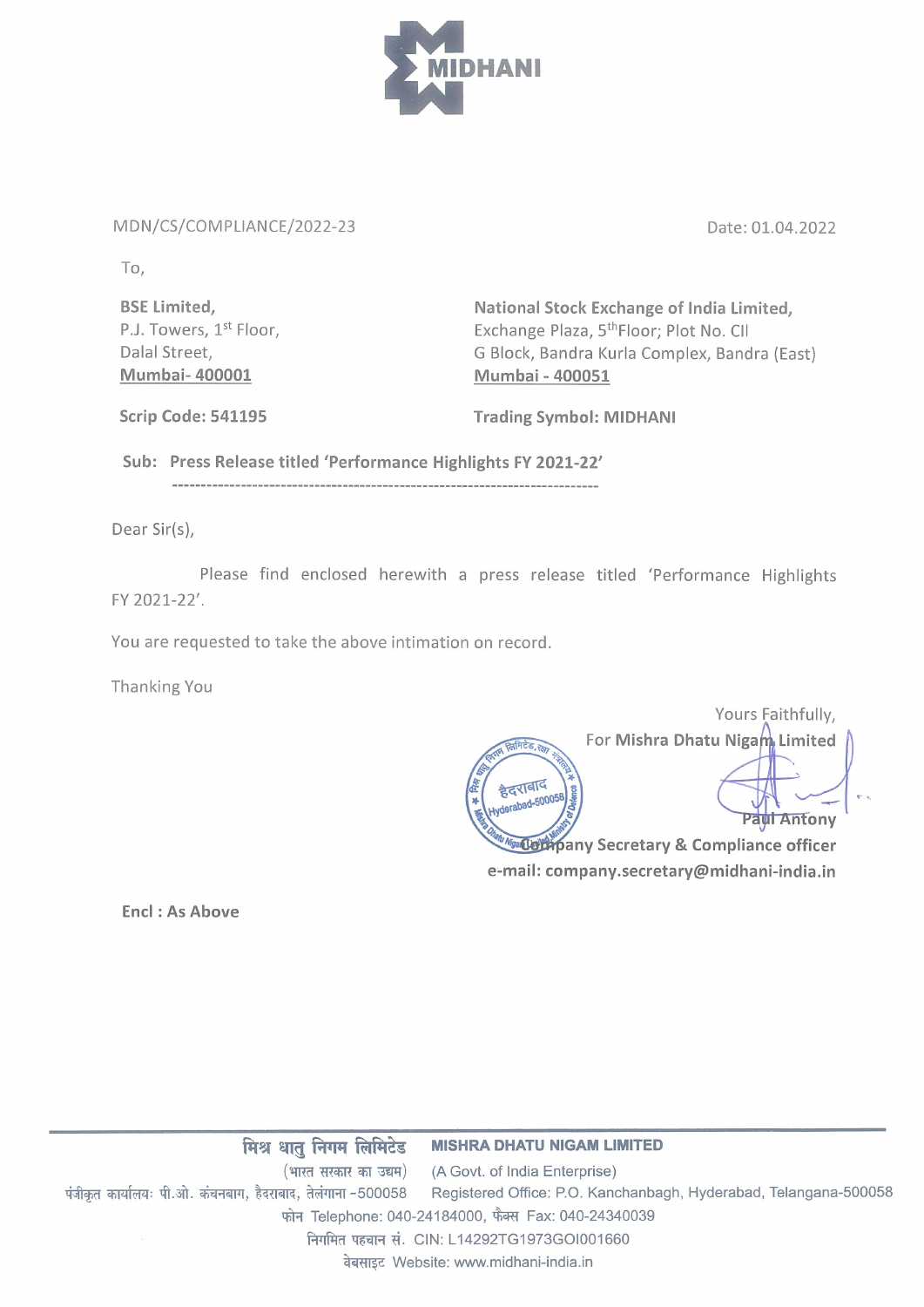MIDHANI

MDN/CS/COMPLIANCE/2022-23

Date: 01.04.2022

To,

**BSE Limited,**
P.J. Towers, 1st Floor,
Dalal Street,
**Mumbai- 400001**

**Scrip Code: 541195**

**National Stock Exchange of India Limited,**
Exchange Plaza, 5thFloor; Plot No. CII
G Block, Bandra Kurla Complex, Bandra (East)
**Mumbai - 400051**

**Trading Symbol: MIDHANI**

**Sub: Press Release titled 'Performance Highlights FY 2021-22'**

Dear Sir(s),

Please find enclosed herewith a press release titled 'Performance Highlights FY 2021-22'.

You are requested to take the above intimation on record.

Thanking You

Yours Faithfully,
For **Mishra Dhatu Nigam Limited**

**Paul Antony**
**Company Secretary & Compliance officer**
**e-mail: company.secretary@midhani-india.in**

**Encl : As Above**

मिश्र धातु निगम लिमिटेड **MISHRA DHATU NIGAM LIMITED**
(भारत सरकार का उद्यम) (A Govt. of India Enterprise)
पंजीकृत कार्यालयः पी.ओ. कंचनबाग, हैदराबाद, तेलंगाना -500058 Registered Office: P.O. Kanchanbagh, Hyderabad, Telangana-500058
फोन Telephone: 040-24184000, फैक्स Fax: 040-24340039
निगमित पहचान सं. CIN: L14292TG1973GOI001660
वेबसाइट Website: www.midhani-india.in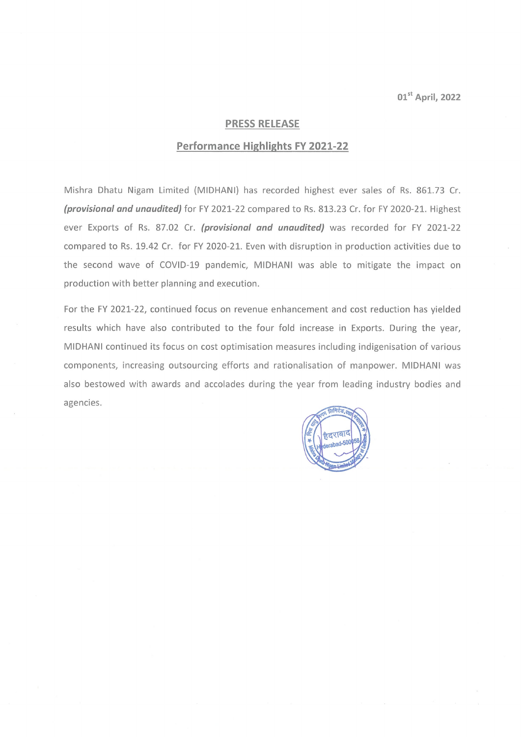01st April, 2022

## PRESS RELEASE

## Performance Highlights FY 2021-22

Mishra Dhatu Nigam Limited (MIDHANI) has recorded highest ever sales of Rs. 861.73 Cr. ***(provisional and unaudited)*** for FY 2021-22 compared to Rs. 813.23 Cr. for FY 2020-21. Highest ever Exports of Rs. 87.02 Cr. ***(provisional and unaudited)*** was recorded for FY 2021-22 compared to Rs. 19.42 Cr. for FY 2020-21. Even with disruption in production activities due to the second wave of COVID-19 pandemic, MIDHANI was able to mitigate the impact on production with better planning and execution.

For the FY 2021-22, continued focus on revenue enhancement and cost reduction has yielded results which have also contributed to the four fold increase in Exports. During the year, MIDHANI continued its focus on cost optimisation measures including indigenisation of various components, increasing outsourcing efforts and rationalisation of manpower. MIDHANI was also bestowed with awards and accolades during the year from leading industry bodies and agencies.